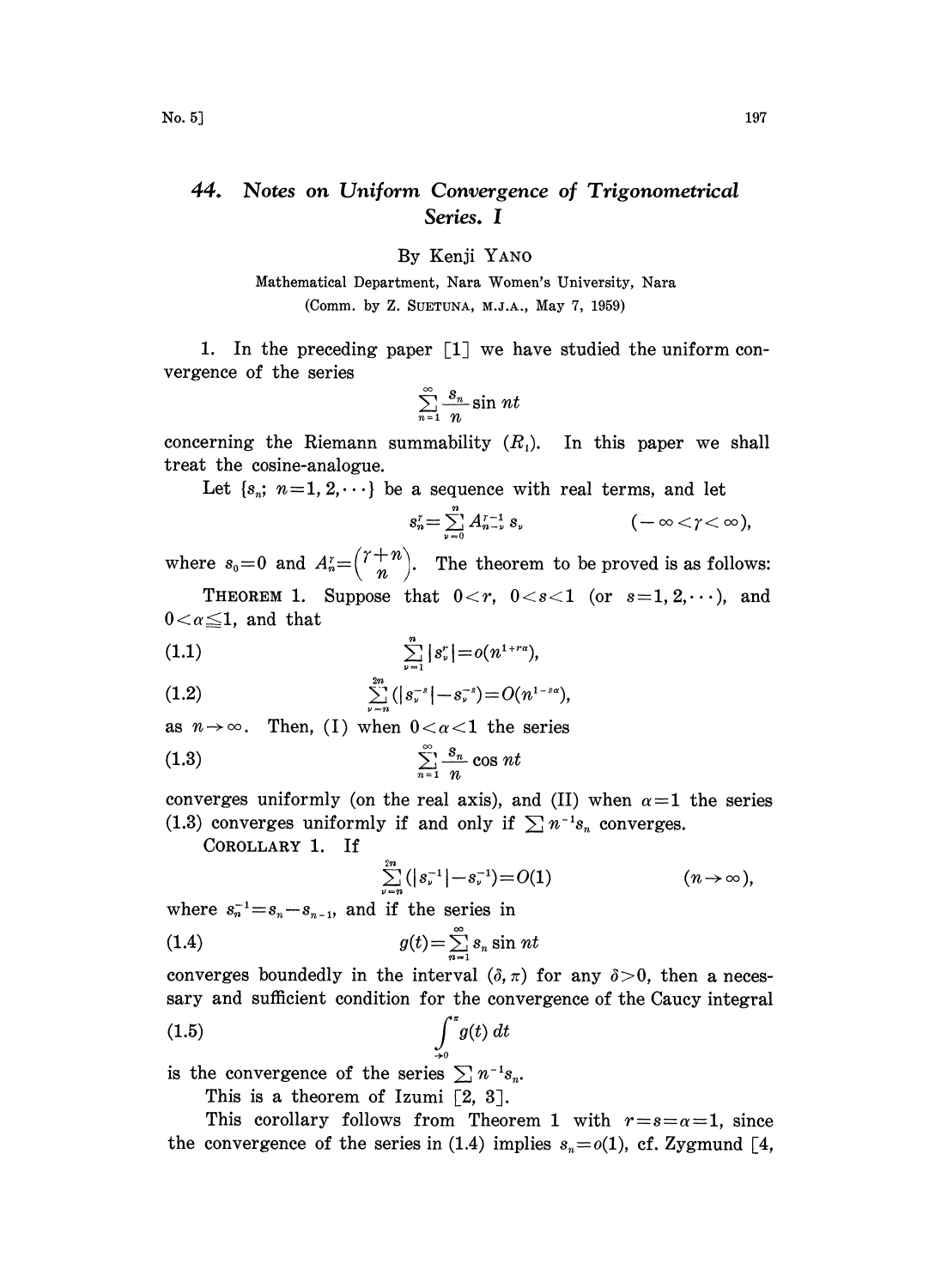# 44. Notes on Uniform Convergence of Trigonometrical Series. I

By Kenji YANO

Mathematical Department, Nara Women's University, Nara

(Comm. by Z. SUETUNA, M.J.A., May 7, 1959)

1. In the preceding paper [1] we have studied the uniform convergence of the series

$$\sum_{n=1}^{\infty} \frac{s_n}{n} \sin nt$$

concerning the Riemann summability $(R_1)$. In this paper we shall treat the cosine-analogue.

Let $\{s_n;\ n=1, 2, \cdots\}$ be a sequence with real terms, and let

$$s_n^{\gamma} = \sum_{\nu=0}^{n} A_{n-\nu}^{\gamma-1} s_\nu \qquad (-\infty < \gamma < \infty),$$

where $s_0 = 0$ and $A_n^{\gamma} = \binom{\gamma+n}{n}$. The theorem to be proved is as follows:

THEOREM 1. Suppose that $0 < r$, $0 < s < 1$ (or $s = 1, 2, \cdots$), and $0 < \alpha \leqq 1$, and that

$$\sum_{\nu=1}^{n} |s_\nu^r| = o(n^{1+r\alpha}), \tag{1.1}$$

$$\sum_{\nu=n}^{2n} (|s_\nu^{-s}| - s_\nu^{-s}) = O(n^{1-s\alpha}), \tag{1.2}$$

as $n \to \infty$. Then, (I) when $0 < \alpha < 1$ the series

$$\sum_{n=1}^{\infty} \frac{s_n}{n} \cos nt \tag{1.3}$$

converges uniformly (on the real axis), and (II) when $\alpha = 1$ the series (1.3) converges uniformly if and only if $\sum n^{-1} s_n$ converges.

COROLLARY 1. If

$$\sum_{\nu=n}^{2n} (|s_\nu^{-1}| - s_\nu^{-1}) = O(1) \qquad (n \to \infty),$$

where $s_n^{-1} = s_n - s_{n-1}$, and if the series in

$$g(t) = \sum_{n=1}^{\infty} s_n \sin nt \tag{1.4}$$

converges boundedly in the interval $(\delta, \pi)$ for any $\delta > 0$, then a necessary and sufficient condition for the convergence of the Caucy integral

$$\int_{\to 0}^{\pi} g(t)\, dt \tag{1.5}$$

is the convergence of the series $\sum n^{-1} s_n$.

This is a theorem of Izumi [2, 3].

This corollary follows from Theorem 1 with $r = s = \alpha = 1$, since the convergence of the series in (1.4) implies $s_n = o(1)$, cf. Zygmund [4,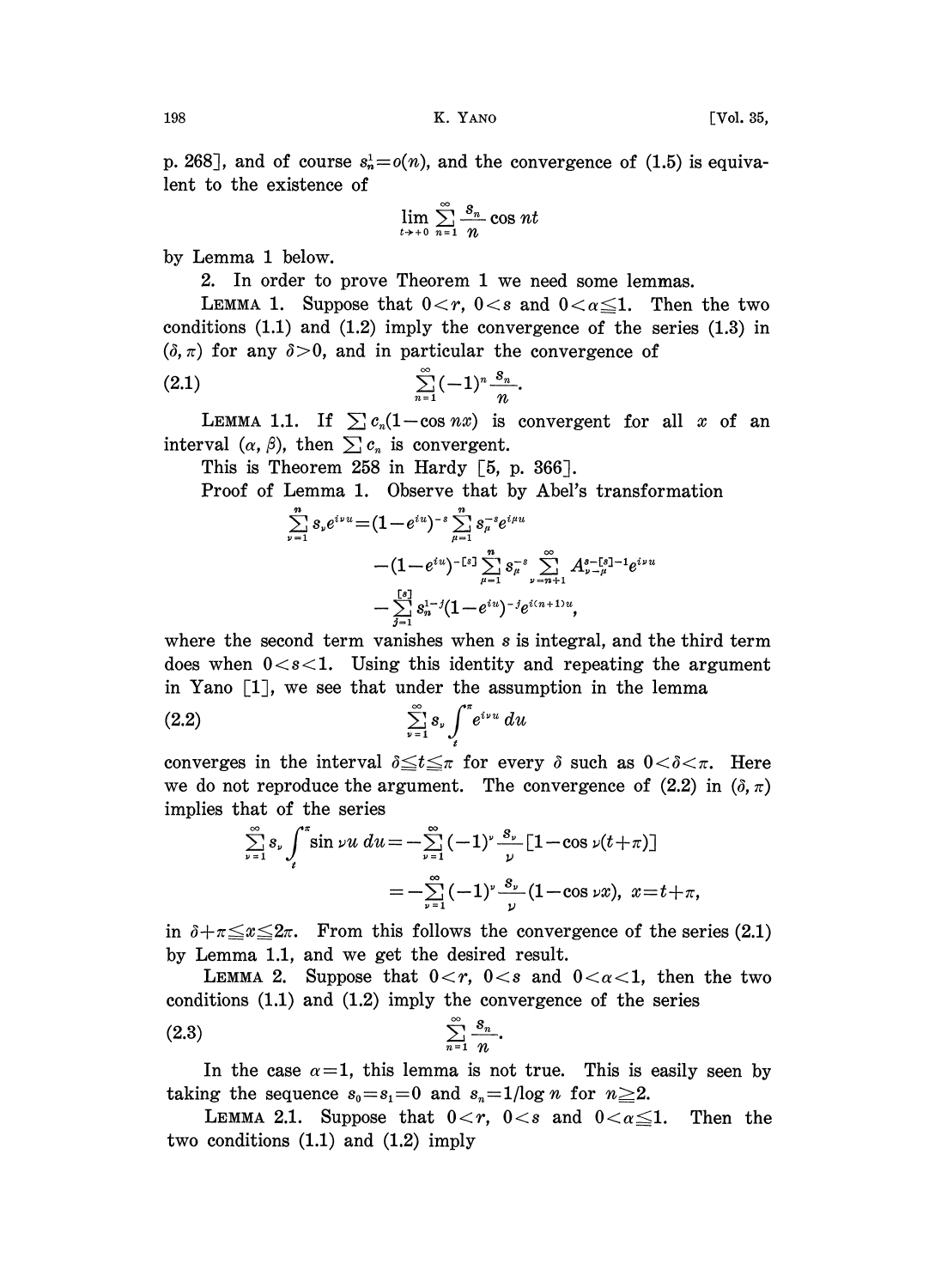p. 268], and of course $s_n^1=o(n)$, and the convergence of (1.5) is equivalent to the existence of

$$\lim_{t\to+0}\sum_{n=1}^{\infty}\frac{s_n}{n}\cos nt$$

by Lemma 1 below.

2. In order to prove Theorem 1 we need some lemmas.

LEMMA 1. *Suppose that $0<r$, $0<s$ and $0<\alpha\leqq 1$. Then the two conditions (1.1) and (1.2) imply the convergence of the series (1.3) in $(\delta,\pi)$ for any $\delta>0$, and in particular the convergence of*

$$\sum_{n=1}^{\infty}(-1)^n\frac{s_n}{n}. \tag{2.1}$$

LEMMA 1.1. *If $\sum c_n(1-\cos nx)$ is convergent for all $x$ of an interval $(\alpha,\beta)$, then $\sum c_n$ is convergent.*

This is Theorem 258 in Hardy [5, p. 366].

Proof of Lemma 1. Observe that by Abel's transformation

$$\begin{aligned}\sum_{\nu=1}^{n}s_\nu e^{i\nu u}=&(1-e^{iu})^{-s}\sum_{\mu=1}^{n}s_\mu^{-s}e^{i\mu u}\\&-(1-e^{iu})^{-[s]}\sum_{\mu=1}^{n}s_\mu^{-s}\sum_{\nu=n+1}^{\infty}A_{\nu-\mu}^{s-[s]-1}e^{i\nu u}\\&-\sum_{j=1}^{[s]}s_n^{1-j}(1-e^{iu})^{-j}e^{i(n+1)u},\end{aligned}$$

where the second term vanishes when $s$ is integral, and the third term does when $0<s<1$. Using this identity and repeating the argument in Yano [1], we see that under the assumption in the lemma

$$\sum_{\nu=1}^{\infty}s_\nu\int_t^{\pi}e^{i\nu u}\,du \tag{2.2}$$

converges in the interval $\delta\leqq t\leqq\pi$ for every $\delta$ such as $0<\delta<\pi$. Here we do not reproduce the argument. The convergence of (2.2) in $(\delta,\pi)$ implies that of the series

$$\begin{aligned}\sum_{\nu=1}^{\infty}s_\nu\int_t^{\pi}\sin\nu u\,du&=-\sum_{\nu=1}^{\infty}(-1)^\nu\frac{s_\nu}{\nu}[1-\cos\nu(t+\pi)]\\&=-\sum_{\nu=1}^{\infty}(-1)^\nu\frac{s_\nu}{\nu}(1-\cos\nu x),\ x=t+\pi,\end{aligned}$$

in $\delta+\pi\leqq x\leqq 2\pi$. From this follows the convergence of the series (2.1) by Lemma 1.1, and we get the desired result.

LEMMA 2. *Suppose that $0<r$, $0<s$ and $0<\alpha<1$, then the two conditions (1.1) and (1.2) imply the convergence of the series*

$$\sum_{n=1}^{\infty}\frac{s_n}{n}. \tag{2.3}$$

In the case $\alpha=1$, this lemma is not true. This is easily seen by taking the sequence $s_0=s_1=0$ and $s_n=1/\log n$ for $n\geqq 2$.

LEMMA 2.1. *Suppose that $0<r$, $0<s$ and $0<\alpha\leqq 1$. Then the two conditions (1.1) and (1.2) imply*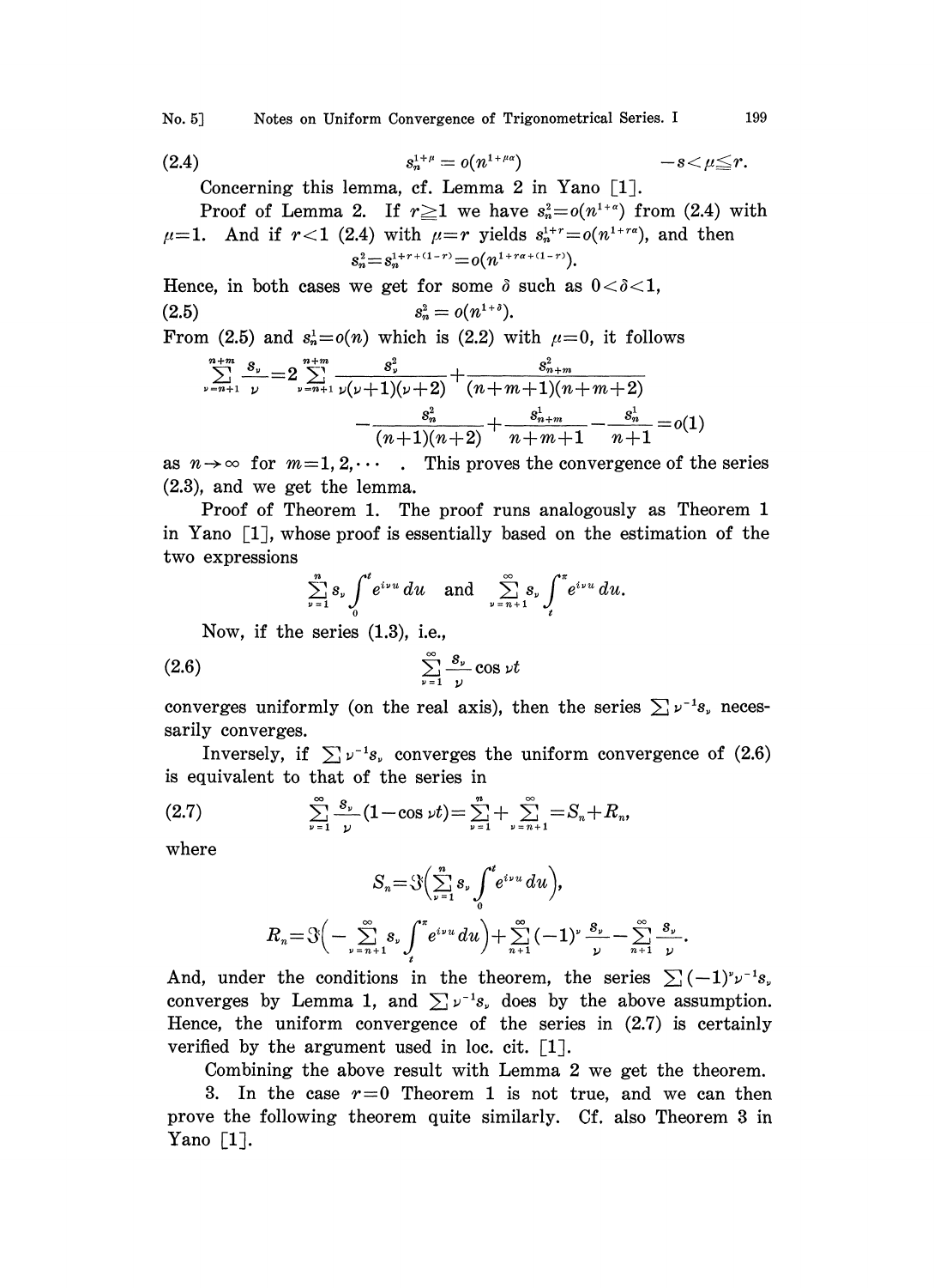$$s_n^{1+\mu} = o(n^{1+\mu\alpha}) \qquad -s<\mu\leqq r. \tag{2.4}$$

Concerning this lemma, cf. Lemma 2 in Yano [1].

Proof of Lemma 2. If $r\geqq 1$ we have $s_n^2=o(n^{1+\alpha})$ from (2.4) with $\mu=1$. And if $r<1$ (2.4) with $\mu=r$ yields $s_n^{1+r}=o(n^{1+r\alpha})$, and then

$$s_n^2=s_n^{1+r+(1-r)}=o(n^{1+r\alpha+(1-r)}).$$

Hence, in both cases we get for some $\delta$ such as $0<\delta<1$,

$$s_n^2 = o(n^{1+\delta}). \tag{2.5}$$

From (2.5) and $s_n^1=o(n)$ which is (2.2) with $\mu=0$, it follows

$$\sum_{\nu=n+1}^{n+m}\frac{s_\nu}{\nu}=2\sum_{\nu=n+1}^{n+m}\frac{s_\nu^2}{\nu(\nu+1)(\nu+2)}+\frac{s_{n+m}^2}{(n+m+1)(n+m+2)}$$
$$-\frac{s_n^2}{(n+1)(n+2)}+\frac{s_{n+m}^1}{n+m+1}-\frac{s_n^1}{n+1}=o(1)$$

as $n\to\infty$ for $m=1,2,\cdots$ . This proves the convergence of the series (2.3), and we get the lemma.

Proof of Theorem 1. The proof runs analogously as Theorem 1 in Yano [1], whose proof is essentially based on the estimation of the two expressions

$$\sum_{\nu=1}^{n} s_\nu \int_0^t e^{i\nu u}\,du \quad\text{and}\quad \sum_{\nu=n+1}^{\infty} s_\nu \int_t^\pi e^{i\nu u}\,du.$$

Now, if the series (1.3), i.e.,

$$\sum_{\nu=1}^{\infty}\frac{s_\nu}{\nu}\cos\nu t \tag{2.6}$$

converges uniformly (on the real axis), then the series $\sum\nu^{-1}s_\nu$ necessarily converges.

Inversely, if $\sum\nu^{-1}s_\nu$ converges the uniform convergence of (2.6) is equivalent to that of the series in

$$\sum_{\nu=1}^{\infty}\frac{s_\nu}{\nu}(1-\cos\nu t)=\sum_{\nu=1}^{n}+\sum_{\nu=n+1}^{\infty}=S_n+R_n, \tag{2.7}$$

where

$$S_n=\Im\Big(\sum_{\nu=1}^{n}s_\nu\int_0^t e^{i\nu u}\,du\Big),$$

$$R_n=\Im\Big(-\sum_{\nu=n+1}^{\infty}s_\nu\int_t^\pi e^{i\nu u}\,du\Big)+\sum_{n+1}^{\infty}(-1)^\nu\frac{s_\nu}{\nu}-\sum_{n+1}^{\infty}\frac{s_\nu}{\nu}.$$

And, under the conditions in the theorem, the series $\sum(-1)^\nu\nu^{-1}s_\nu$ converges by Lemma 1, and $\sum\nu^{-1}s_\nu$ does by the above assumption. Hence, the uniform convergence of the series in (2.7) is certainly verified by the argument used in loc. cit. [1].

Combining the above result with Lemma 2 we get the theorem.

3. In the case $r=0$ Theorem 1 is not true, and we can then prove the following theorem quite similarly. Cf. also Theorem 3 in Yano [1].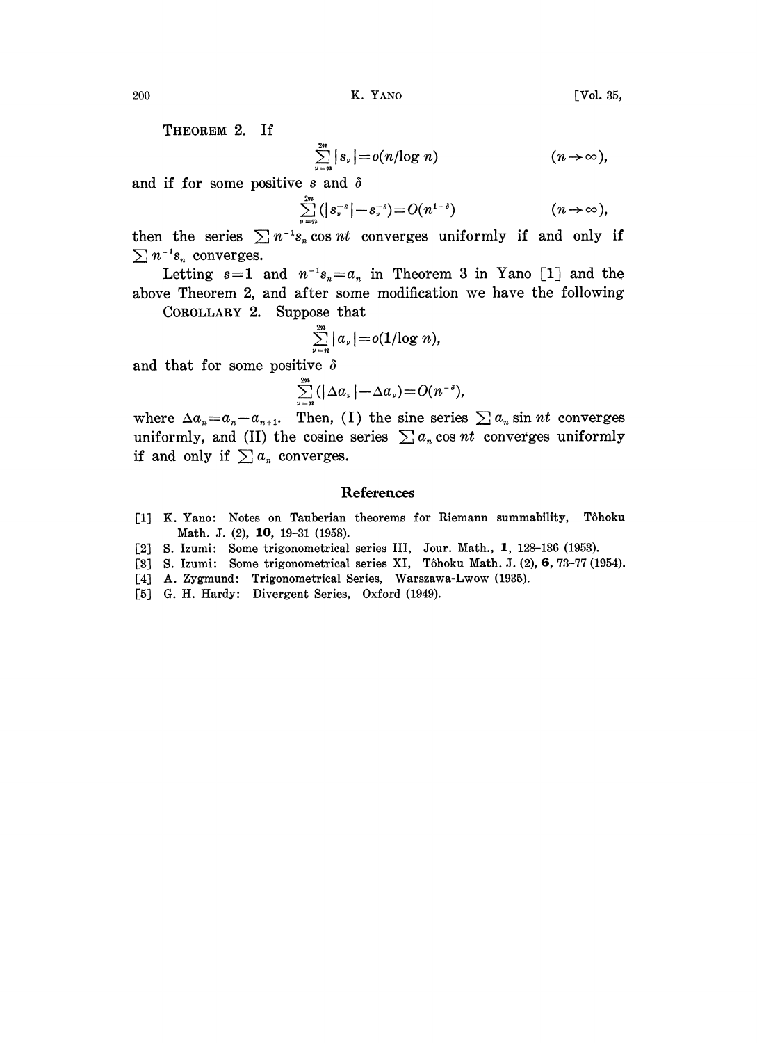THEOREM 2. If

$$\sum_{\nu=n}^{2n} |s_\nu| = o(n/\log n) \qquad (n \to \infty),$$

and if for some positive $s$ and $\delta$

$$\sum_{\nu=n}^{2n} (|s_\nu^{-s}| - s_\nu^{-s}) = O(n^{1-\delta}) \qquad (n \to \infty),$$

then the series $\sum n^{-1} s_n \cos nt$ converges uniformly if and only if $\sum n^{-1} s_n$ converges.

Letting $s=1$ and $n^{-1} s_n = a_n$ in Theorem 3 in Yano [1] and the above Theorem 2, and after some modification we have the following

COROLLARY 2. Suppose that

$$\sum_{\nu=n}^{2n} |a_\nu| = o(1/\log n),$$

and that for some positive $\delta$

$$\sum_{\nu=n}^{2n} (|\Delta a_\nu| - \Delta a_\nu) = O(n^{-\delta}),$$

where $\Delta a_n = a_n - a_{n+1}$. Then, (I) the sine series $\sum a_n \sin nt$ converges uniformly, and (II) the cosine series $\sum a_n \cos nt$ converges uniformly if and only if $\sum a_n$ converges.

## References

[1] K. Yano: Notes on Tauberian theorems for Riemann summability, Tôhoku Math. J. (2), **10**, 19–31 (1958).

[2] S. Izumi: Some trigonometrical series III, Jour. Math., **1**, 128–136 (1953).

[3] S. Izumi: Some trigonometrical series XI, Tôhoku Math. J. (2), **6**, 73–77 (1954).

[4] A. Zygmund: Trigonometrical Series, Warszawa-Lwow (1935).

[5] G. H. Hardy: Divergent Series, Oxford (1949).